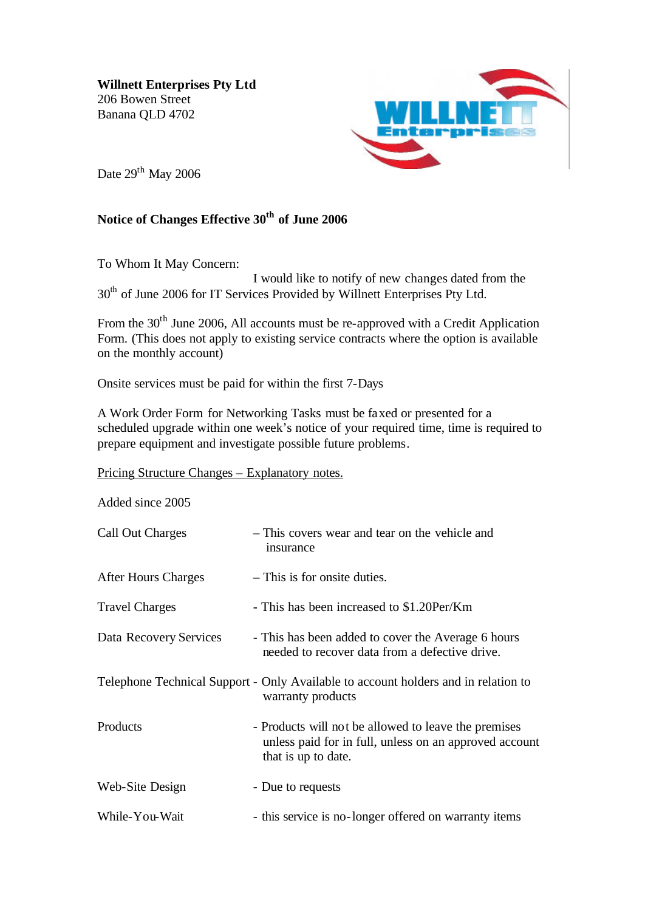**Willnett Enterprises Pty Ltd**
206 Bowen Street
Banana QLD 4702

Date 29th May 2006

**Notice of Changes Effective 30th of June 2006**

To Whom It May Concern:

I would like to notify of new changes dated from the 30th of June 2006 for IT Services Provided by Willnett Enterprises Pty Ltd.

From the 30th June 2006, All accounts must be re-approved with a Credit Application Form. (This does not apply to existing service contracts where the option is available on the monthly account)

Onsite services must be paid for within the first 7-Days

A Work Order Form for Networking Tasks must be faxed or presented for a scheduled upgrade within one week's notice of your required time, time is required to prepare equipment and investigate possible future problems.

<u>Pricing Structure Changes – Explanatory notes.</u>

Added since 2005

| | |
|---|---|
| Call Out Charges | – This covers wear and tear on the vehicle and insurance |
| After Hours Charges | – This is for onsite duties. |
| Travel Charges | - This has been increased to $1.20Per/Km |
| Data Recovery Services | - This has been added to cover the Average 6 hours needed to recover data from a defective drive. |
| Telephone Technical Support | - Only Available to account holders and in relation to warranty products |
| Products | - Products will not be allowed to leave the premises unless paid for in full, unless on an approved account that is up to date. |
| Web-Site Design | - Due to requests |
| While-You-Wait | - this service is no-longer offered on warranty items |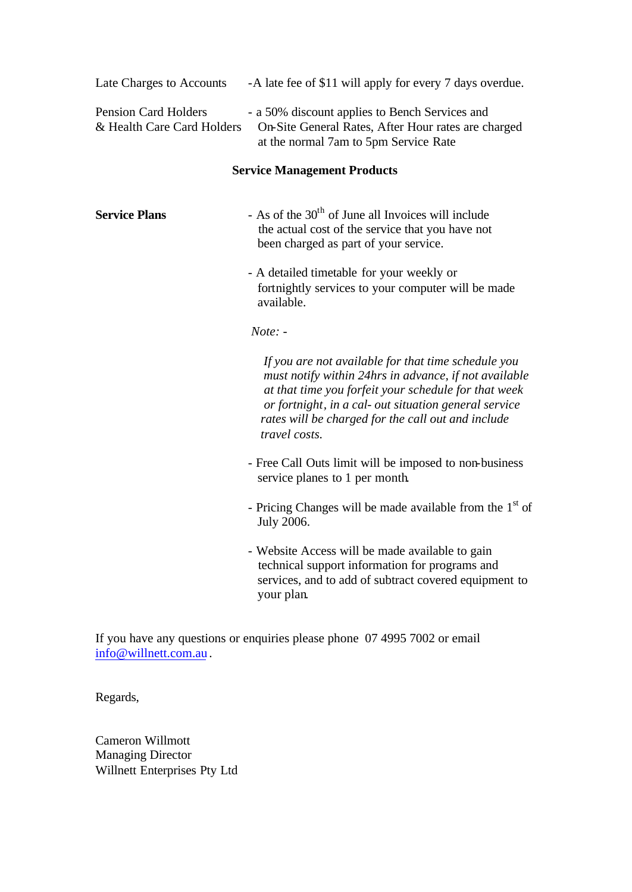Late Charges to Accounts -A late fee of $11 will apply for every 7 days overdue.

Pension Card Holders & Health Care Card Holders - a 50% discount applies to Bench Services and On-Site General Rates, After Hour rates are charged at the normal 7am to 5pm Service Rate

**Service Management Products**

**Service Plans**

- As of the 30th of June all Invoices will include the actual cost of the service that you have not been charged as part of your service.

- A detailed timetable for your weekly or fortnightly services to your computer will be made available.

*Note: -*

*If you are not available for that time schedule you must notify within 24hrs in advance, if not available at that time you forfeit your schedule for that week or fortnight, in a cal- out situation general service rates will be charged for the call out and include travel costs.*

- Free Call Outs limit will be imposed to non-business service planes to 1 per month.

- Pricing Changes will be made available from the 1st of July 2006.

- Website Access will be made available to gain technical support information for programs and services, and to add of subtract covered equipment to your plan.

If you have any questions or enquiries please phone 07 4995 7002 or email info@willnett.com.au .

Regards,

Cameron Willmott
Managing Director
Willnett Enterprises Pty Ltd